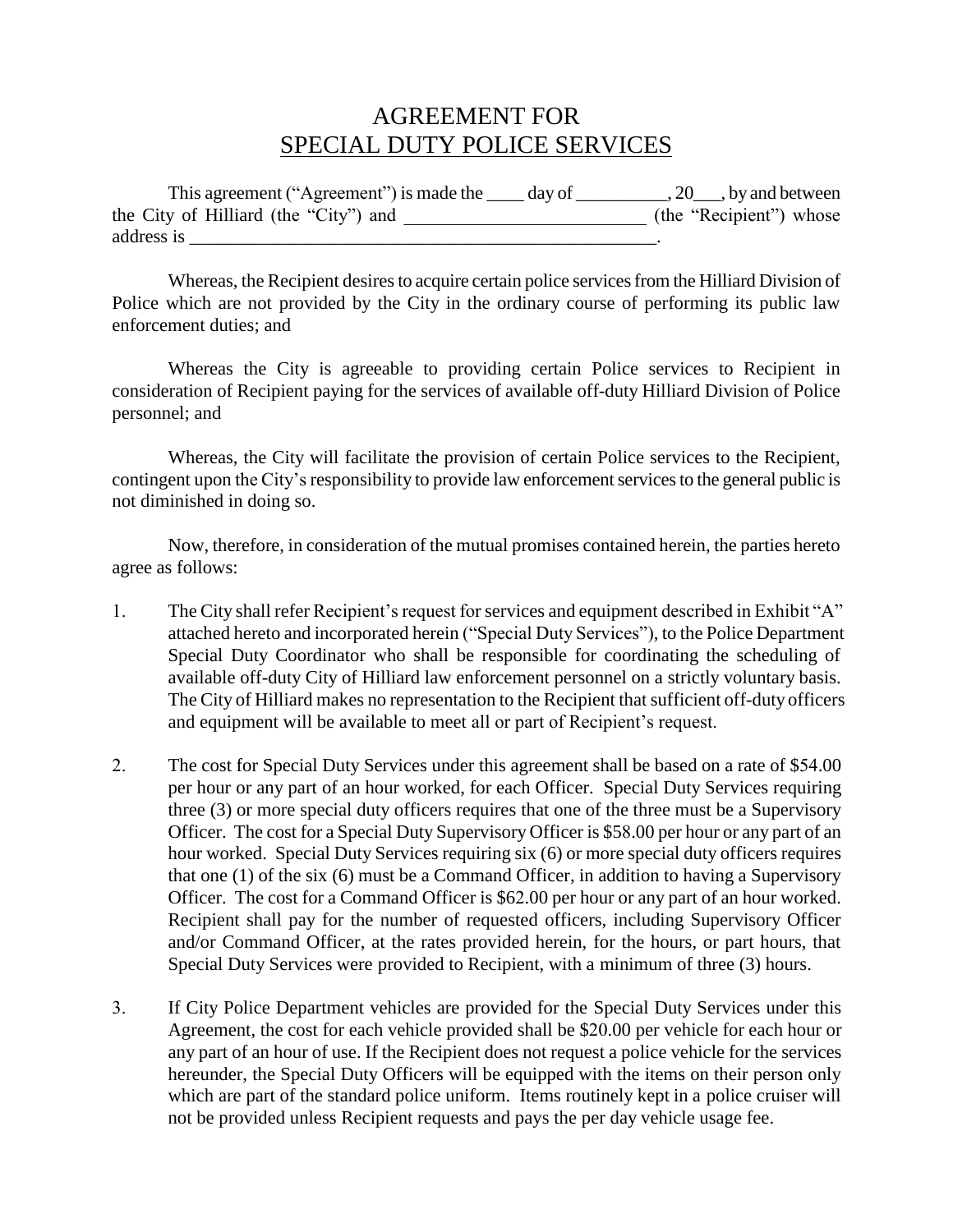# AGREEMENT FOR
# SPECIAL DUTY POLICE SERVICES

This agreement ("Agreement") is made the ____ day of __________, 20___, by and between the City of Hilliard (the "City") and __________________________ (the "Recipient") whose address is _____________________________________________________.

Whereas, the Recipient desires to acquire certain police services from the Hilliard Division of Police which are not provided by the City in the ordinary course of performing its public law enforcement duties; and

Whereas the City is agreeable to providing certain Police services to Recipient in consideration of Recipient paying for the services of available off-duty Hilliard Division of Police personnel; and

Whereas, the City will facilitate the provision of certain Police services to the Recipient, contingent upon the City's responsibility to provide law enforcement services to the general public is not diminished in doing so.

Now, therefore, in consideration of the mutual promises contained herein, the parties hereto agree as follows:

1. The City shall refer Recipient's request for services and equipment described in Exhibit "A" attached hereto and incorporated herein ("Special Duty Services"), to the Police Department Special Duty Coordinator who shall be responsible for coordinating the scheduling of available off-duty City of Hilliard law enforcement personnel on a strictly voluntary basis. The City of Hilliard makes no representation to the Recipient that sufficient off-duty officers and equipment will be available to meet all or part of Recipient's request.

2. The cost for Special Duty Services under this agreement shall be based on a rate of $54.00 per hour or any part of an hour worked, for each Officer. Special Duty Services requiring three (3) or more special duty officers requires that one of the three must be a Supervisory Officer. The cost for a Special Duty Supervisory Officer is $58.00 per hour or any part of an hour worked. Special Duty Services requiring six (6) or more special duty officers requires that one (1) of the six (6) must be a Command Officer, in addition to having a Supervisory Officer. The cost for a Command Officer is $62.00 per hour or any part of an hour worked. Recipient shall pay for the number of requested officers, including Supervisory Officer and/or Command Officer, at the rates provided herein, for the hours, or part hours, that Special Duty Services were provided to Recipient, with a minimum of three (3) hours.

3. If City Police Department vehicles are provided for the Special Duty Services under this Agreement, the cost for each vehicle provided shall be $20.00 per vehicle for each hour or any part of an hour of use. If the Recipient does not request a police vehicle for the services hereunder, the Special Duty Officers will be equipped with the items on their person only which are part of the standard police uniform. Items routinely kept in a police cruiser will not be provided unless Recipient requests and pays the per day vehicle usage fee.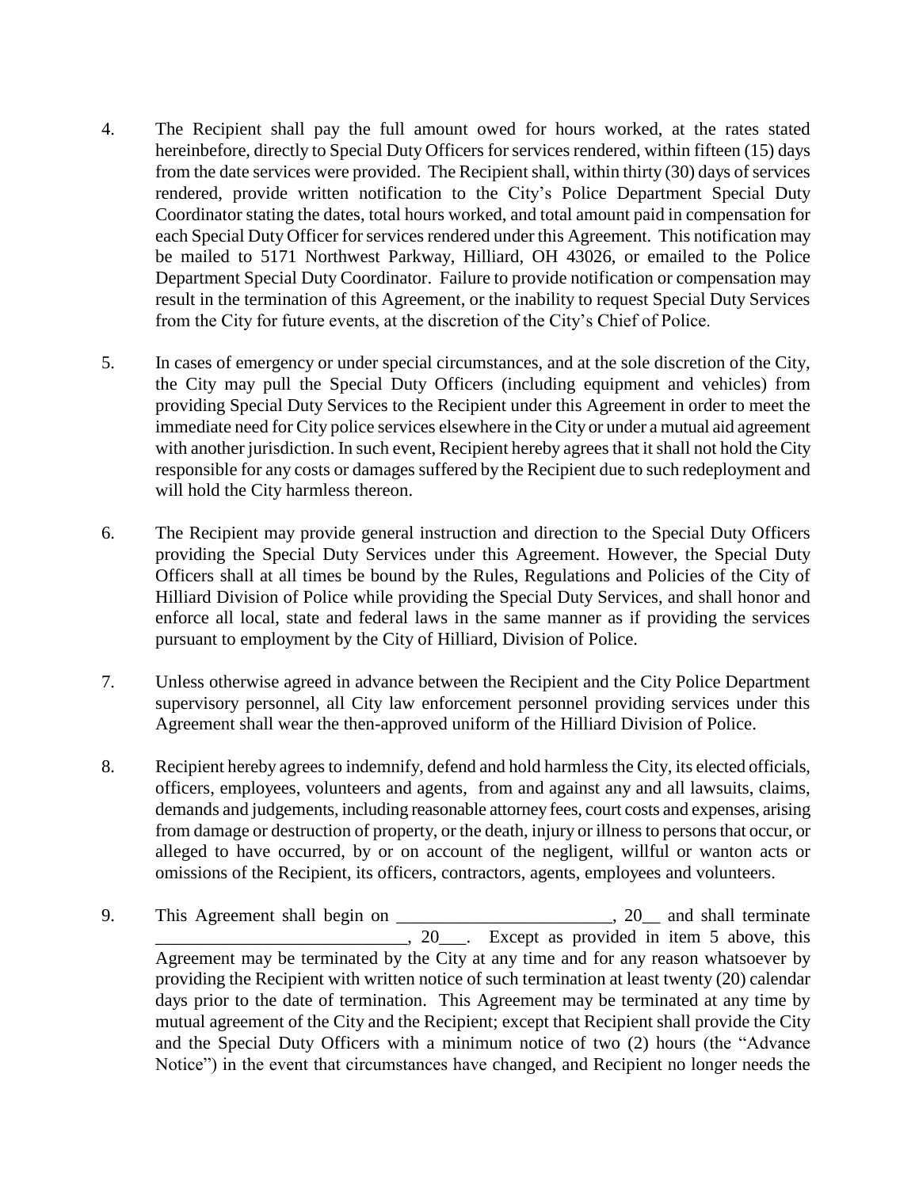4. The Recipient shall pay the full amount owed for hours worked, at the rates stated hereinbefore, directly to Special Duty Officers for services rendered, within fifteen (15) days from the date services were provided. The Recipient shall, within thirty (30) days of services rendered, provide written notification to the City's Police Department Special Duty Coordinator stating the dates, total hours worked, and total amount paid in compensation for each Special Duty Officer for services rendered under this Agreement. This notification may be mailed to 5171 Northwest Parkway, Hilliard, OH 43026, or emailed to the Police Department Special Duty Coordinator. Failure to provide notification or compensation may result in the termination of this Agreement, or the inability to request Special Duty Services from the City for future events, at the discretion of the City's Chief of Police.

5. In cases of emergency or under special circumstances, and at the sole discretion of the City, the City may pull the Special Duty Officers (including equipment and vehicles) from providing Special Duty Services to the Recipient under this Agreement in order to meet the immediate need for City police services elsewhere in the City or under a mutual aid agreement with another jurisdiction. In such event, Recipient hereby agrees that it shall not hold the City responsible for any costs or damages suffered by the Recipient due to such redeployment and will hold the City harmless thereon.

6. The Recipient may provide general instruction and direction to the Special Duty Officers providing the Special Duty Services under this Agreement. However, the Special Duty Officers shall at all times be bound by the Rules, Regulations and Policies of the City of Hilliard Division of Police while providing the Special Duty Services, and shall honor and enforce all local, state and federal laws in the same manner as if providing the services pursuant to employment by the City of Hilliard, Division of Police.

7. Unless otherwise agreed in advance between the Recipient and the City Police Department supervisory personnel, all City law enforcement personnel providing services under this Agreement shall wear the then-approved uniform of the Hilliard Division of Police.

8. Recipient hereby agrees to indemnify, defend and hold harmless the City, its elected officials, officers, employees, volunteers and agents, from and against any and all lawsuits, claims, demands and judgements, including reasonable attorney fees, court costs and expenses, arising from damage or destruction of property, or the death, injury or illness to persons that occur, or alleged to have occurred, by or on account of the negligent, willful or wanton acts or omissions of the Recipient, its officers, contractors, agents, employees and volunteers.

9. This Agreement shall begin on ________________________, 20__ and shall terminate ____________________________, 20___. Except as provided in item 5 above, this Agreement may be terminated by the City at any time and for any reason whatsoever by providing the Recipient with written notice of such termination at least twenty (20) calendar days prior to the date of termination. This Agreement may be terminated at any time by mutual agreement of the City and the Recipient; except that Recipient shall provide the City and the Special Duty Officers with a minimum notice of two (2) hours (the "Advance Notice") in the event that circumstances have changed, and Recipient no longer needs the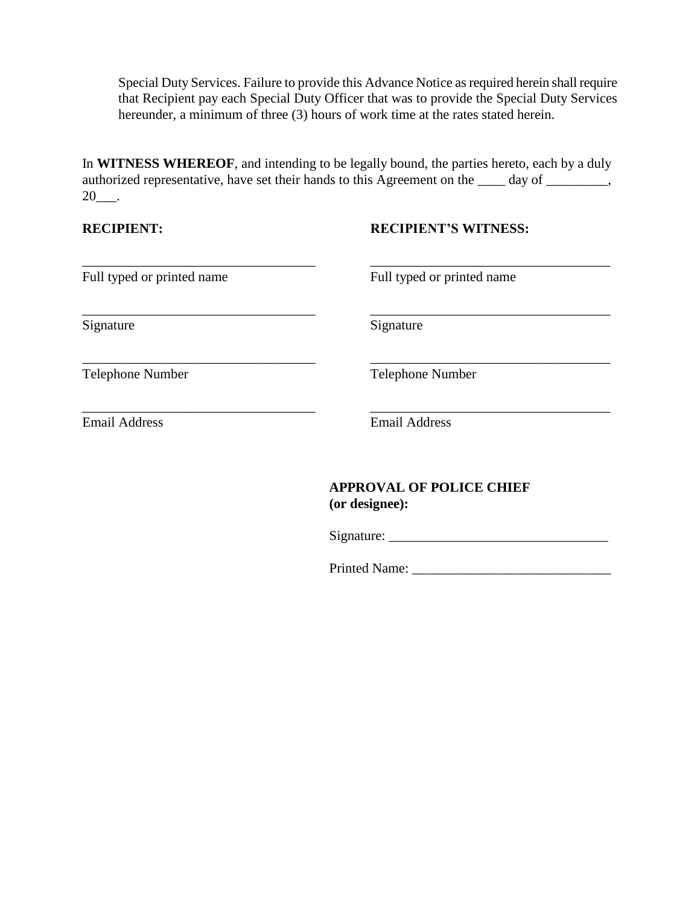Special Duty Services. Failure to provide this Advance Notice as required herein shall require that Recipient pay each Special Duty Officer that was to provide the Special Duty Services hereunder, a minimum of three (3) hours of work time at the rates stated herein.

In **WITNESS WHEREOF**, and intending to be legally bound, the parties hereto, each by a duly authorized representative, have set their hands to this Agreement on the ____ day of _________, 20___.

| **RECIPIENT:** | **RECIPIENT'S WITNESS:** |
|---|---|
| ___________________________________ | ___________________________________ |
| Full typed or printed name | Full typed or printed name |
| ___________________________________ | ___________________________________ |
| Signature | Signature |
| ___________________________________ | ___________________________________ |
| Telephone Number | Telephone Number |
| ___________________________________ | ___________________________________ |
| Email Address | Email Address |

**APPROVAL OF POLICE CHIEF (or designee):**

Signature: ________________________________

Printed Name: _____________________________